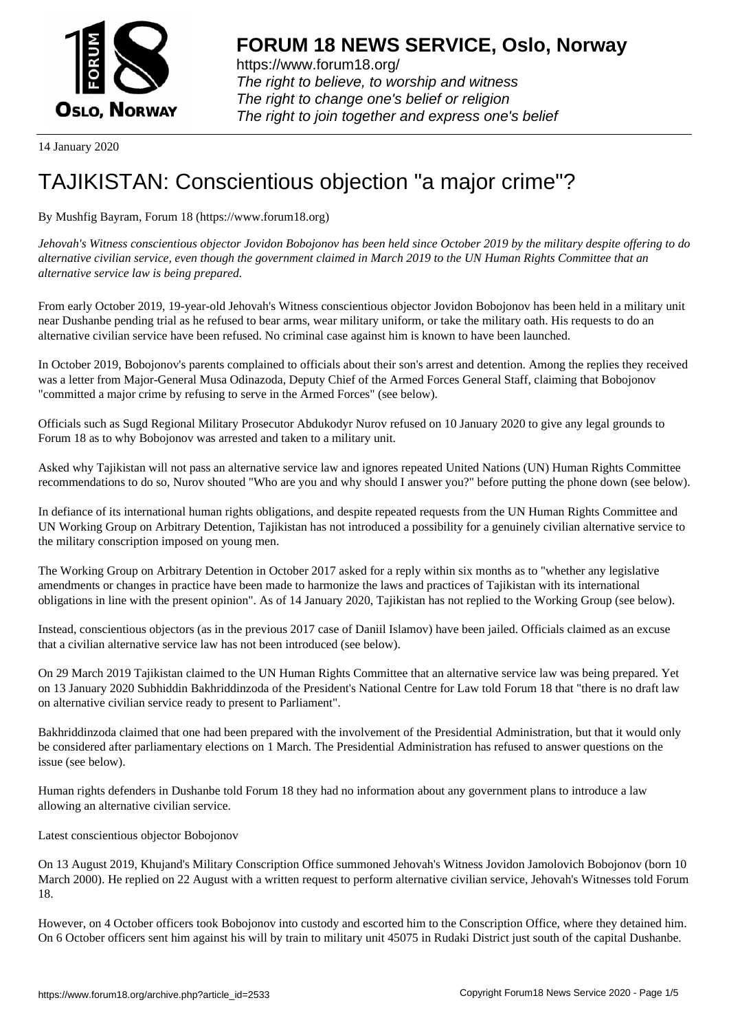# FORUM 18 NEWS SERVICE, Oslo, Norway

https://www.forum18.org/
*The right to believe, to worship and witness*
*The right to change one's belief or religion*
*The right to join together and express one's belief*

14 January 2020

# TAJIKISTAN: Conscientious objection "a major crime"?

By Mushfig Bayram, Forum 18 (https://www.forum18.org)

*Jehovah's Witness conscientious objector Jovidon Bobojonov has been held since October 2019 by the military despite offering to do alternative civilian service, even though the government claimed in March 2019 to the UN Human Rights Committee that an alternative service law is being prepared.*

From early October 2019, 19-year-old Jehovah's Witness conscientious objector Jovidon Bobojonov has been held in a military unit near Dushanbe pending trial as he refused to bear arms, wear military uniform, or take the military oath. His requests to do an alternative civilian service have been refused. No criminal case against him is known to have been launched.

In October 2019, Bobojonov's parents complained to officials about their son's arrest and detention. Among the replies they received was a letter from Major-General Musa Odinazoda, Deputy Chief of the Armed Forces General Staff, claiming that Bobojonov "committed a major crime by refusing to serve in the Armed Forces" (see below).

Officials such as Sugd Regional Military Prosecutor Abdukodyr Nurov refused on 10 January 2020 to give any legal grounds to Forum 18 as to why Bobojonov was arrested and taken to a military unit.

Asked why Tajikistan will not pass an alternative service law and ignores repeated United Nations (UN) Human Rights Committee recommendations to do so, Nurov shouted "Who are you and why should I answer you?" before putting the phone down (see below).

In defiance of its international human rights obligations, and despite repeated requests from the UN Human Rights Committee and UN Working Group on Arbitrary Detention, Tajikistan has not introduced a possibility for a genuinely civilian alternative service to the military conscription imposed on young men.

The Working Group on Arbitrary Detention in October 2017 asked for a reply within six months as to "whether any legislative amendments or changes in practice have been made to harmonize the laws and practices of Tajikistan with its international obligations in line with the present opinion". As of 14 January 2020, Tajikistan has not replied to the Working Group (see below).

Instead, conscientious objectors (as in the previous 2017 case of Daniil Islamov) have been jailed. Officials claimed as an excuse that a civilian alternative service law has not been introduced (see below).

On 29 March 2019 Tajikistan claimed to the UN Human Rights Committee that an alternative service law was being prepared. Yet on 13 January 2020 Subhiddin Bakhriddinzoda of the President's National Centre for Law told Forum 18 that "there is no draft law on alternative civilian service ready to present to Parliament".

Bakhriddinzoda claimed that one had been prepared with the involvement of the Presidential Administration, but that it would only be considered after parliamentary elections on 1 March. The Presidential Administration has refused to answer questions on the issue (see below).

Human rights defenders in Dushanbe told Forum 18 they had no information about any government plans to introduce a law allowing an alternative civilian service.

Latest conscientious objector Bobojonov

On 13 August 2019, Khujand's Military Conscription Office summoned Jehovah's Witness Jovidon Jamolovich Bobojonov (born 10 March 2000). He replied on 22 August with a written request to perform alternative civilian service, Jehovah's Witnesses told Forum 18.

However, on 4 October officers took Bobojonov into custody and escorted him to the Conscription Office, where they detained him. On 6 October officers sent him against his will by train to military unit 45075 in Rudaki District just south of the capital Dushanbe.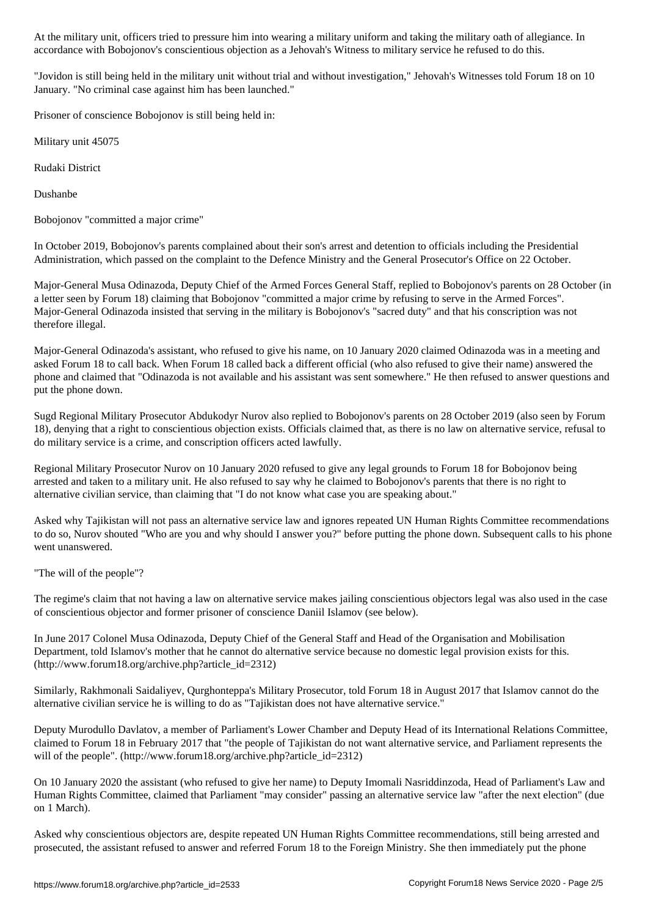At the military unit, officers tried to pressure him into wearing a military uniform and taking the military oath of allegiance. In accordance with Bobojonov's conscientious objection as a Jehovah's Witness to military service he refused to do this.

"Jovidon is still being held in the military unit without trial and without investigation," Jehovah's Witnesses told Forum 18 on 10 January. "No criminal case against him has been launched."

Prisoner of conscience Bobojonov is still being held in:

Military unit 45075

Rudaki District

Dushanbe

## Bobojonov "committed a major crime"

In October 2019, Bobojonov's parents complained about their son's arrest and detention to officials including the Presidential Administration, which passed on the complaint to the Defence Ministry and the General Prosecutor's Office on 22 October.

Major-General Musa Odinazoda, Deputy Chief of the Armed Forces General Staff, replied to Bobojonov's parents on 28 October (in a letter seen by Forum 18) claiming that Bobojonov "committed a major crime by refusing to serve in the Armed Forces". Major-General Odinazoda insisted that serving in the military is Bobojonov's "sacred duty" and that his conscription was not therefore illegal.

Major-General Odinazoda's assistant, who refused to give his name, on 10 January 2020 claimed Odinazoda was in a meeting and asked Forum 18 to call back. When Forum 18 called back a different official (who also refused to give their name) answered the phone and claimed that "Odinazoda is not available and his assistant was sent somewhere." He then refused to answer questions and put the phone down.

Sugd Regional Military Prosecutor Abdukodyr Nurov also replied to Bobojonov's parents on 28 October 2019 (also seen by Forum 18), denying that a right to conscientious objection exists. Officials claimed that, as there is no law on alternative service, refusal to do military service is a crime, and conscription officers acted lawfully.

Regional Military Prosecutor Nurov on 10 January 2020 refused to give any legal grounds to Forum 18 for Bobojonov being arrested and taken to a military unit. He also refused to say why he claimed to Bobojonov's parents that there is no right to alternative civilian service, than claiming that "I do not know what case you are speaking about."

Asked why Tajikistan will not pass an alternative service law and ignores repeated UN Human Rights Committee recommendations to do so, Nurov shouted "Who are you and why should I answer you?" before putting the phone down. Subsequent calls to his phone went unanswered.

## "The will of the people"?

The regime's claim that not having a law on alternative service makes jailing conscientious objectors legal was also used in the case of conscientious objector and former prisoner of conscience Daniil Islamov (see below).

In June 2017 Colonel Musa Odinazoda, Deputy Chief of the General Staff and Head of the Organisation and Mobilisation Department, told Islamov's mother that he cannot do alternative service because no domestic legal provision exists for this. (http://www.forum18.org/archive.php?article_id=2312)

Similarly, Rakhmonali Saidaliyev, Qurghonteppa's Military Prosecutor, told Forum 18 in August 2017 that Islamov cannot do the alternative civilian service he is willing to do as "Tajikistan does not have alternative service."

Deputy Murodullo Davlatov, a member of Parliament's Lower Chamber and Deputy Head of its International Relations Committee, claimed to Forum 18 in February 2017 that "the people of Tajikistan do not want alternative service, and Parliament represents the will of the people". (http://www.forum18.org/archive.php?article_id=2312)

On 10 January 2020 the assistant (who refused to give her name) to Deputy Imomali Nasriddinzoda, Head of Parliament's Law and Human Rights Committee, claimed that Parliament "may consider" passing an alternative service law "after the next election" (due on 1 March).

Asked why conscientious objectors are, despite repeated UN Human Rights Committee recommendations, still being arrested and prosecuted, the assistant refused to answer and referred Forum 18 to the Foreign Ministry. She then immediately put the phone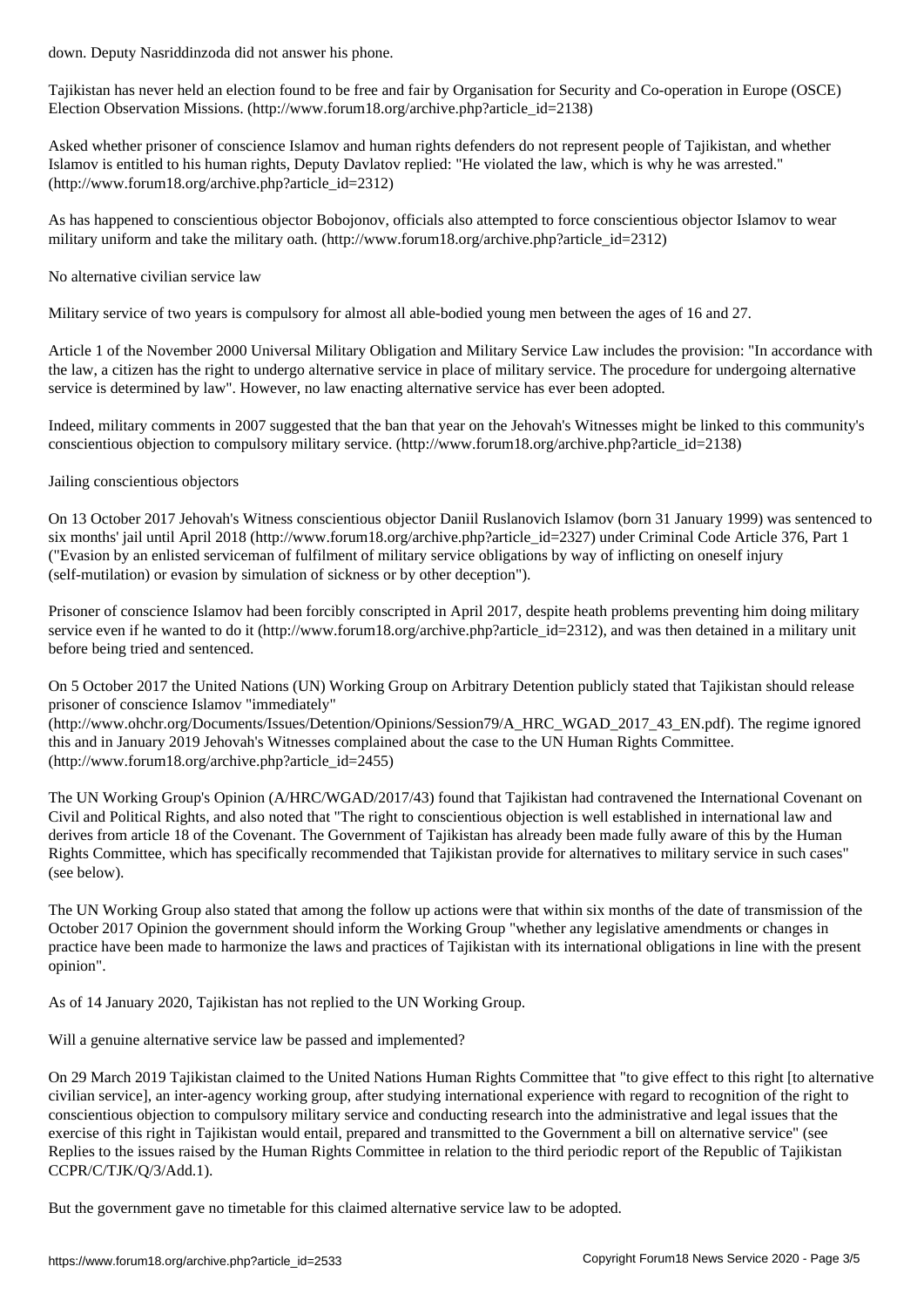down. Deputy Nasriddinzoda did not answer his phone.

Tajikistan has never held an election found to be free and fair by Organisation for Security and Co-operation in Europe (OSCE) Election Observation Missions. (http://www.forum18.org/archive.php?article_id=2138)

Asked whether prisoner of conscience Islamov and human rights defenders do not represent people of Tajikistan, and whether Islamov is entitled to his human rights, Deputy Davlatov replied: "He violated the law, which is why he was arrested." (http://www.forum18.org/archive.php?article_id=2312)

As has happened to conscientious objector Bobojonov, officials also attempted to force conscientious objector Islamov to wear military uniform and take the military oath. (http://www.forum18.org/archive.php?article_id=2312)

## No alternative civilian service law

Military service of two years is compulsory for almost all able-bodied young men between the ages of 16 and 27.

Article 1 of the November 2000 Universal Military Obligation and Military Service Law includes the provision: "In accordance with the law, a citizen has the right to undergo alternative service in place of military service. The procedure for undergoing alternative service is determined by law". However, no law enacting alternative service has ever been adopted.

Indeed, military comments in 2007 suggested that the ban that year on the Jehovah's Witnesses might be linked to this community's conscientious objection to compulsory military service. (http://www.forum18.org/archive.php?article_id=2138)

## Jailing conscientious objectors

On 13 October 2017 Jehovah's Witness conscientious objector Daniil Ruslanovich Islamov (born 31 January 1999) was sentenced to six months' jail until April 2018 (http://www.forum18.org/archive.php?article_id=2327) under Criminal Code Article 376, Part 1 ("Evasion by an enlisted serviceman of fulfilment of military service obligations by way of inflicting on oneself injury (self-mutilation) or evasion by simulation of sickness or by other deception").

Prisoner of conscience Islamov had been forcibly conscripted in April 2017, despite heath problems preventing him doing military service even if he wanted to do it (http://www.forum18.org/archive.php?article_id=2312), and was then detained in a military unit before being tried and sentenced.

On 5 October 2017 the United Nations (UN) Working Group on Arbitrary Detention publicly stated that Tajikistan should release prisoner of conscience Islamov "immediately" (http://www.ohchr.org/Documents/Issues/Detention/Opinions/Session79/A_HRC_WGAD_2017_43_EN.pdf). The regime ignored this and in January 2019 Jehovah's Witnesses complained about the case to the UN Human Rights Committee. (http://www.forum18.org/archive.php?article_id=2455)

The UN Working Group's Opinion (A/HRC/WGAD/2017/43) found that Tajikistan had contravened the International Covenant on Civil and Political Rights, and also noted that "The right to conscientious objection is well established in international law and derives from article 18 of the Covenant. The Government of Tajikistan has already been made fully aware of this by the Human Rights Committee, which has specifically recommended that Tajikistan provide for alternatives to military service in such cases" (see below).

The UN Working Group also stated that among the follow up actions were that within six months of the date of transmission of the October 2017 Opinion the government should inform the Working Group "whether any legislative amendments or changes in practice have been made to harmonize the laws and practices of Tajikistan with its international obligations in line with the present opinion".

As of 14 January 2020, Tajikistan has not replied to the UN Working Group.

## Will a genuine alternative service law be passed and implemented?

On 29 March 2019 Tajikistan claimed to the United Nations Human Rights Committee that "to give effect to this right [to alternative civilian service], an inter-agency working group, after studying international experience with regard to recognition of the right to conscientious objection to compulsory military service and conducting research into the administrative and legal issues that the exercise of this right in Tajikistan would entail, prepared and transmitted to the Government a bill on alternative service" (see Replies to the issues raised by the Human Rights Committee in relation to the third periodic report of the Republic of Tajikistan CCPR/C/TJK/Q/3/Add.1).

But the government gave no timetable for this claimed alternative service law to be adopted.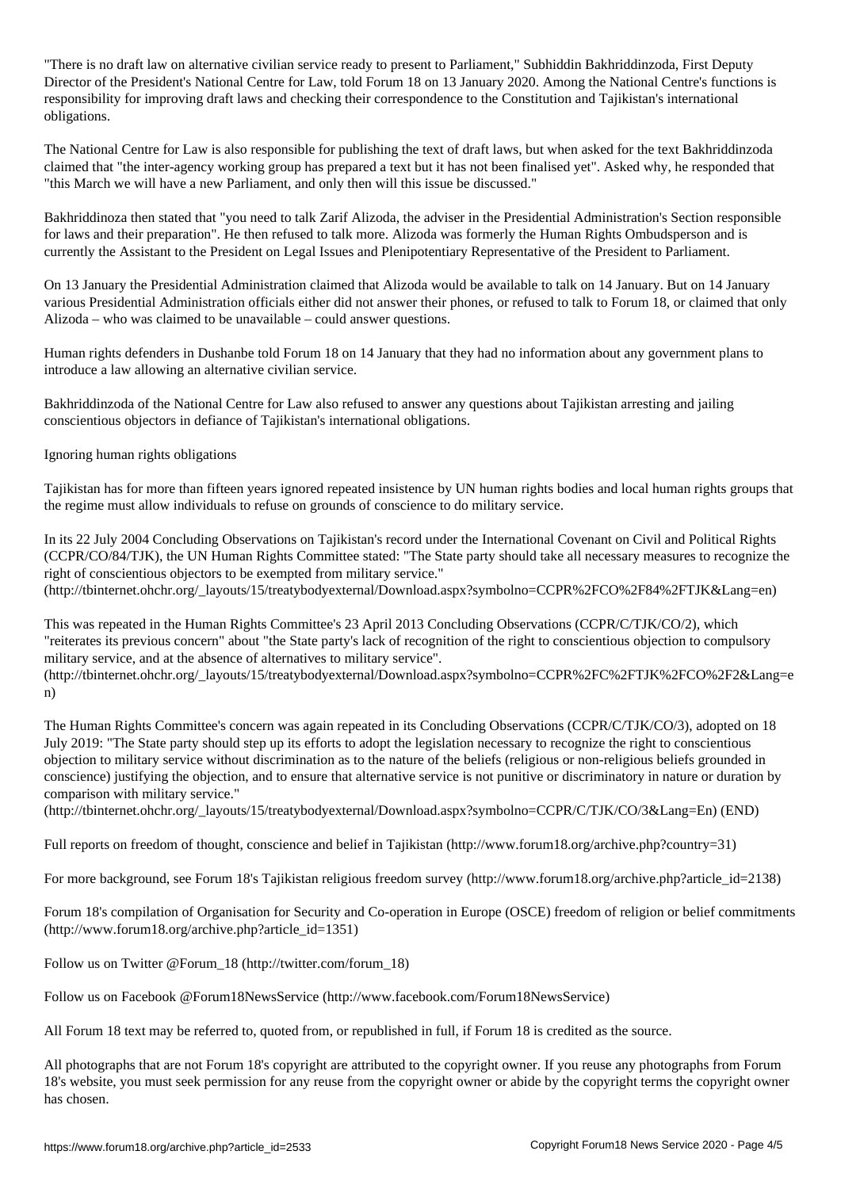"There is no draft law on alternative civilian service ready to present to Parliament," Subhiddin Bakhriddinzoda, First Deputy Director of the President's National Centre for Law, told Forum 18 on 13 January 2020. Among the National Centre's functions is responsibility for improving draft laws and checking their correspondence to the Constitution and Tajikistan's international obligations.

The National Centre for Law is also responsible for publishing the text of draft laws, but when asked for the text Bakhriddinzoda claimed that "the inter-agency working group has prepared a text but it has not been finalised yet". Asked why, he responded that "this March we will have a new Parliament, and only then will this issue be discussed."

Bakhriddinoza then stated that "you need to talk Zarif Alizoda, the adviser in the Presidential Administration's Section responsible for laws and their preparation". He then refused to talk more. Alizoda was formerly the Human Rights Ombudsperson and is currently the Assistant to the President on Legal Issues and Plenipotentiary Representative of the President to Parliament.

On 13 January the Presidential Administration claimed that Alizoda would be available to talk on 14 January. But on 14 January various Presidential Administration officials either did not answer their phones, or refused to talk to Forum 18, or claimed that only Alizoda – who was claimed to be unavailable – could answer questions.

Human rights defenders in Dushanbe told Forum 18 on 14 January that they had no information about any government plans to introduce a law allowing an alternative civilian service.

Bakhriddinzoda of the National Centre for Law also refused to answer any questions about Tajikistan arresting and jailing conscientious objectors in defiance of Tajikistan's international obligations.

## Ignoring human rights obligations

Tajikistan has for more than fifteen years ignored repeated insistence by UN human rights bodies and local human rights groups that the regime must allow individuals to refuse on grounds of conscience to do military service.

In its 22 July 2004 Concluding Observations on Tajikistan's record under the International Covenant on Civil and Political Rights (CCPR/CO/84/TJK), the UN Human Rights Committee stated: "The State party should take all necessary measures to recognize the right of conscientious objectors to be exempted from military service."
(http://tbinternet.ohchr.org/_layouts/15/treatybodyexternal/Download.aspx?symbolno=CCPR%2FCO%2F84%2FTJK&Lang=en)

This was repeated in the Human Rights Committee's 23 April 2013 Concluding Observations (CCPR/C/TJK/CO/2), which "reiterates its previous concern" about "the State party's lack of recognition of the right to conscientious objection to compulsory military service, and at the absence of alternatives to military service".
(http://tbinternet.ohchr.org/_layouts/15/treatybodyexternal/Download.aspx?symbolno=CCPR%2FC%2FTJK%2FCO%2F2&Lang=en)

The Human Rights Committee's concern was again repeated in its Concluding Observations (CCPR/C/TJK/CO/3), adopted on 18 July 2019: "The State party should step up its efforts to adopt the legislation necessary to recognize the right to conscientious objection to military service without discrimination as to the nature of the beliefs (religious or non-religious beliefs grounded in conscience) justifying the objection, and to ensure that alternative service is not punitive or discriminatory in nature or duration by comparison with military service."
(http://tbinternet.ohchr.org/_layouts/15/treatybodyexternal/Download.aspx?symbolno=CCPR/C/TJK/CO/3&Lang=En) (END)

Full reports on freedom of thought, conscience and belief in Tajikistan (http://www.forum18.org/archive.php?country=31)

For more background, see Forum 18's Tajikistan religious freedom survey (http://www.forum18.org/archive.php?article_id=2138)

Forum 18's compilation of Organisation for Security and Co-operation in Europe (OSCE) freedom of religion or belief commitments (http://www.forum18.org/archive.php?article_id=1351)

Follow us on Twitter @Forum_18 (http://twitter.com/forum_18)

Follow us on Facebook @Forum18NewsService (http://www.facebook.com/Forum18NewsService)

All Forum 18 text may be referred to, quoted from, or republished in full, if Forum 18 is credited as the source.

All photographs that are not Forum 18's copyright are attributed to the copyright owner. If you reuse any photographs from Forum 18's website, you must seek permission for any reuse from the copyright owner or abide by the copyright terms the copyright owner has chosen.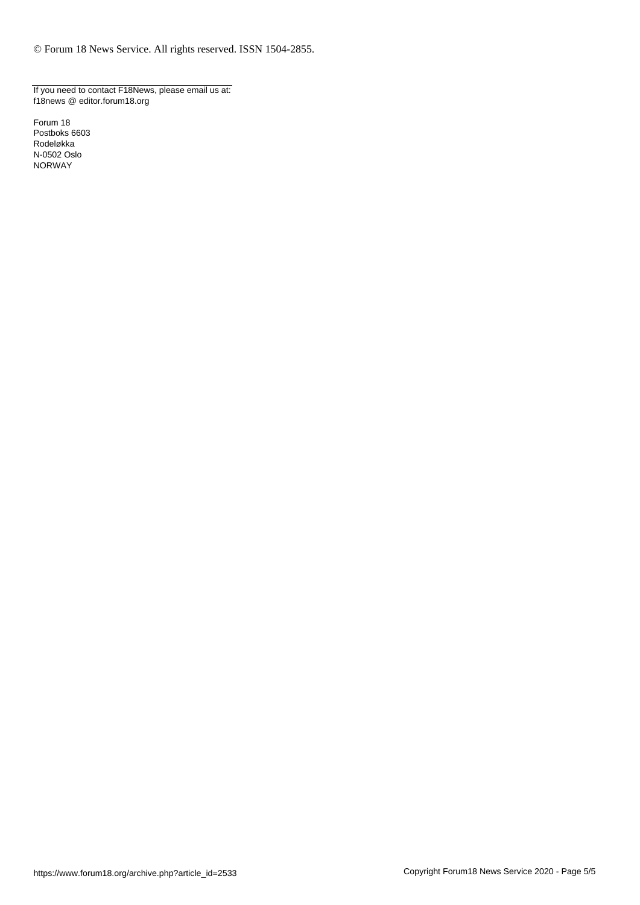© Forum 18 News Service. All rights reserved. ISSN 1504-2855.

---

If you need to contact F18News, please email us at:
f18news @ editor.forum18.org

Forum 18
Postboks 6603
Rodeløkka
N-0502 Oslo
NORWAY